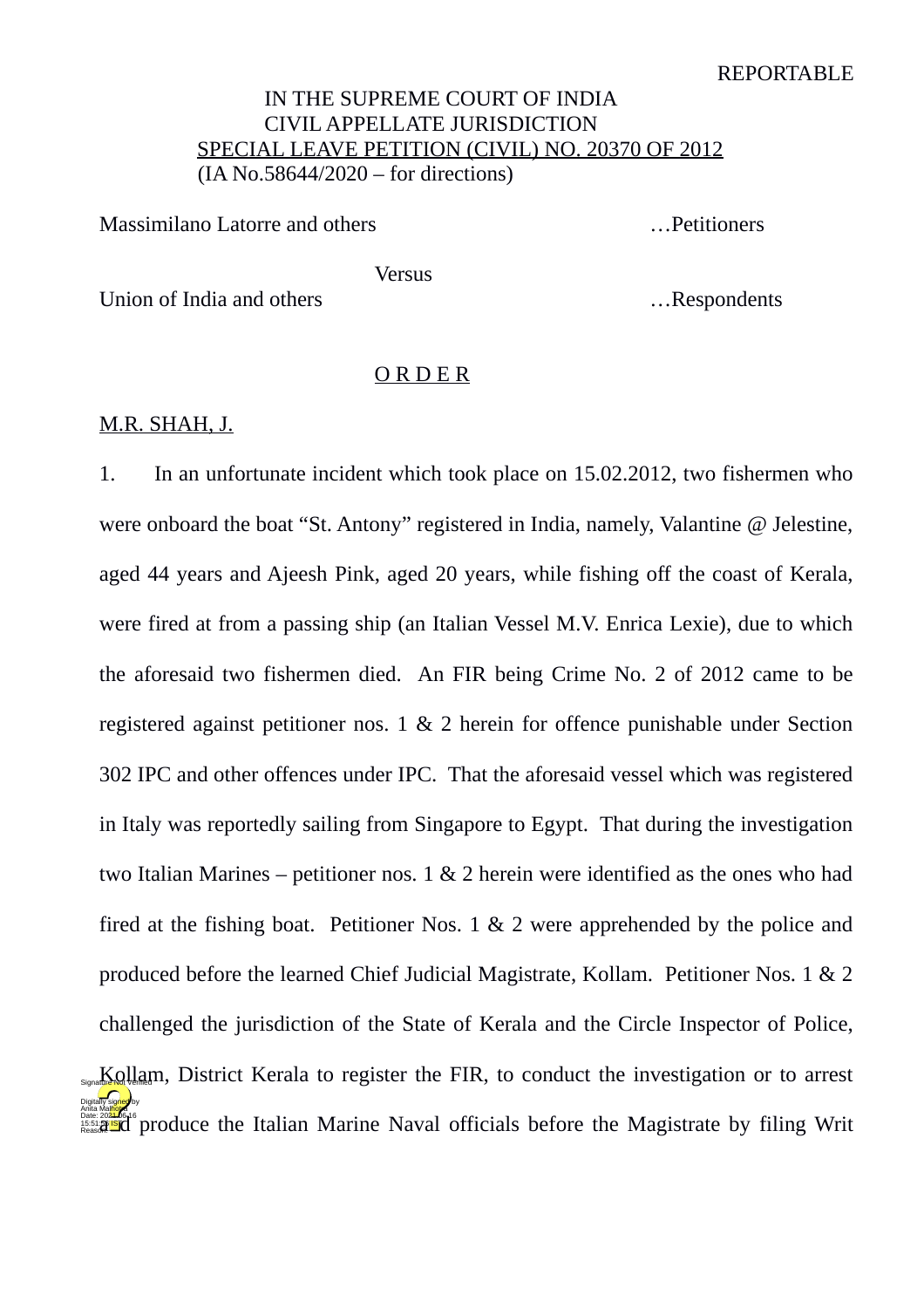REPORTABLE

IN THE SUPREME COURT OF INDIA
CIVIL APPELLATE JURISDICTION
SPECIAL LEAVE PETITION (CIVIL) NO. 20370 OF 2012
(IA No.58644/2020 – for directions)

Massimilano Latorre and others …Petitioners

Versus

Union of India and others …Respondents

O R D E R

M.R. SHAH, J.

1. In an unfortunate incident which took place on 15.02.2012, two fishermen who were onboard the boat "St. Antony" registered in India, namely, Valantine @ Jelestine, aged 44 years and Ajeesh Pink, aged 20 years, while fishing off the coast of Kerala, were fired at from a passing ship (an Italian Vessel M.V. Enrica Lexie), due to which the aforesaid two fishermen died. An FIR being Crime No. 2 of 2012 came to be registered against petitioner nos. 1 & 2 herein for offence punishable under Section 302 IPC and other offences under IPC. That the aforesaid vessel which was registered in Italy was reportedly sailing from Singapore to Egypt. That during the investigation two Italian Marines – petitioner nos. 1 & 2 herein were identified as the ones who had fired at the fishing boat. Petitioner Nos. 1 & 2 were apprehended by the police and produced before the learned Chief Judicial Magistrate, Kollam. Petitioner Nos. 1 & 2 challenged the jurisdiction of the State of Kerala and the Circle Inspector of Police, Kollam, District Kerala to register the FIR, to conduct the investigation or to arrest and produce the Italian Marine Naval officials before the Magistrate by filing Writ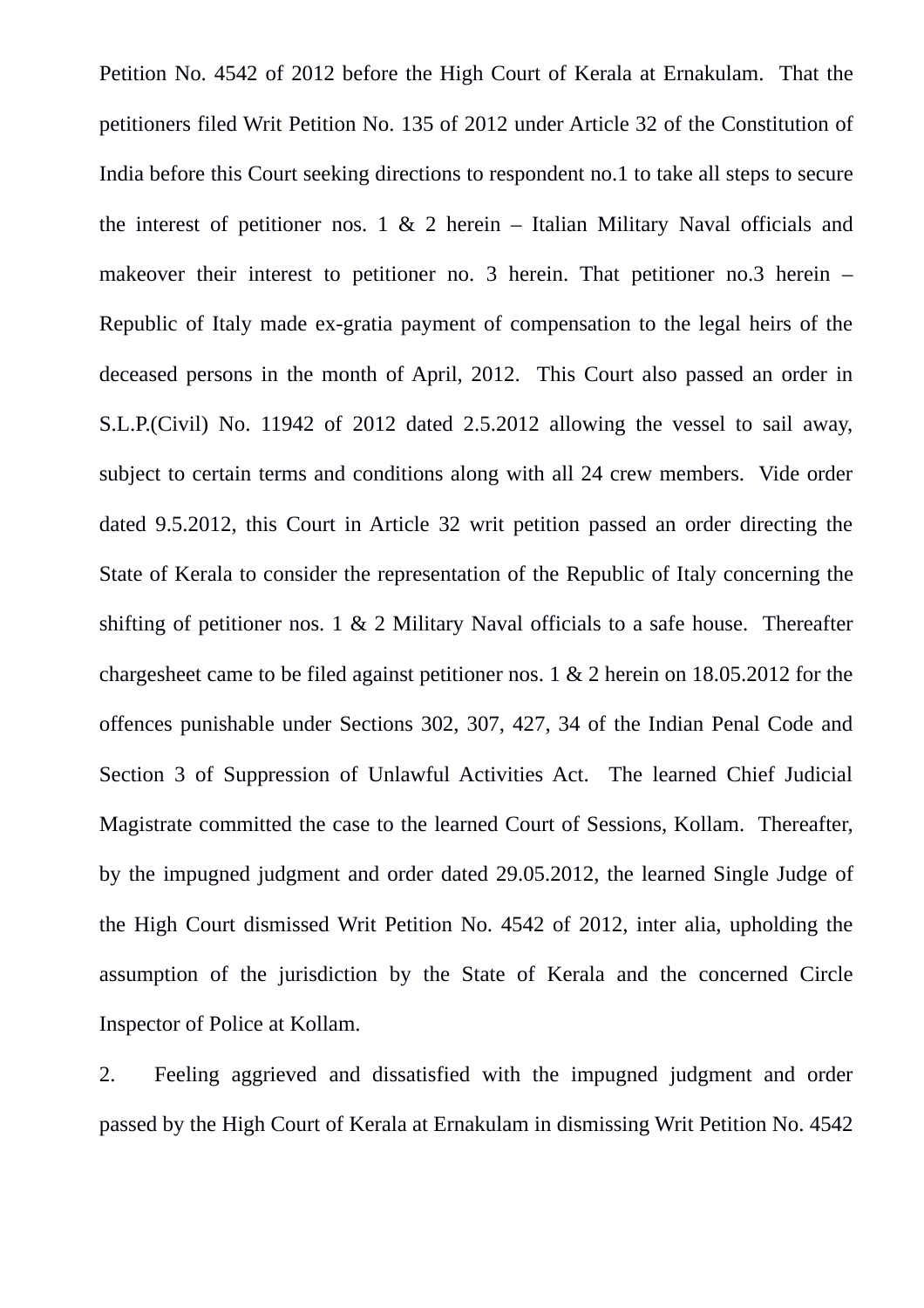Petition No. 4542 of 2012 before the High Court of Kerala at Ernakulam. That the petitioners filed Writ Petition No. 135 of 2012 under Article 32 of the Constitution of India before this Court seeking directions to respondent no.1 to take all steps to secure the interest of petitioner nos. 1 & 2 herein – Italian Military Naval officials and makeover their interest to petitioner no. 3 herein. That petitioner no.3 herein – Republic of Italy made ex-gratia payment of compensation to the legal heirs of the deceased persons in the month of April, 2012. This Court also passed an order in S.L.P.(Civil) No. 11942 of 2012 dated 2.5.2012 allowing the vessel to sail away, subject to certain terms and conditions along with all 24 crew members. Vide order dated 9.5.2012, this Court in Article 32 writ petition passed an order directing the State of Kerala to consider the representation of the Republic of Italy concerning the shifting of petitioner nos. 1 & 2 Military Naval officials to a safe house. Thereafter chargesheet came to be filed against petitioner nos. 1 & 2 herein on 18.05.2012 for the offences punishable under Sections 302, 307, 427, 34 of the Indian Penal Code and Section 3 of Suppression of Unlawful Activities Act. The learned Chief Judicial Magistrate committed the case to the learned Court of Sessions, Kollam. Thereafter, by the impugned judgment and order dated 29.05.2012, the learned Single Judge of the High Court dismissed Writ Petition No. 4542 of 2012, inter alia, upholding the assumption of the jurisdiction by the State of Kerala and the concerned Circle Inspector of Police at Kollam.

2. Feeling aggrieved and dissatisfied with the impugned judgment and order passed by the High Court of Kerala at Ernakulam in dismissing Writ Petition No. 4542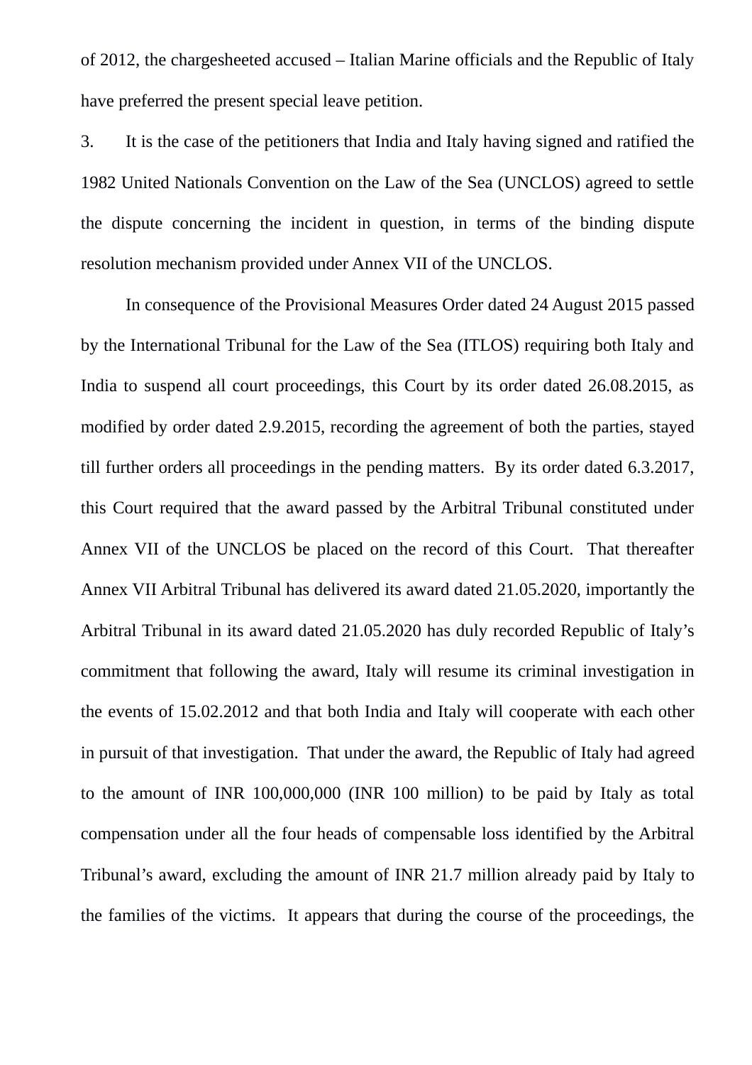of 2012, the chargesheeted accused – Italian Marine officials and the Republic of Italy have preferred the present special leave petition.

3. It is the case of the petitioners that India and Italy having signed and ratified the 1982 United Nationals Convention on the Law of the Sea (UNCLOS) agreed to settle the dispute concerning the incident in question, in terms of the binding dispute resolution mechanism provided under Annex VII of the UNCLOS.

In consequence of the Provisional Measures Order dated 24 August 2015 passed by the International Tribunal for the Law of the Sea (ITLOS) requiring both Italy and India to suspend all court proceedings, this Court by its order dated 26.08.2015, as modified by order dated 2.9.2015, recording the agreement of both the parties, stayed till further orders all proceedings in the pending matters. By its order dated 6.3.2017, this Court required that the award passed by the Arbitral Tribunal constituted under Annex VII of the UNCLOS be placed on the record of this Court. That thereafter Annex VII Arbitral Tribunal has delivered its award dated 21.05.2020, importantly the Arbitral Tribunal in its award dated 21.05.2020 has duly recorded Republic of Italy's commitment that following the award, Italy will resume its criminal investigation in the events of 15.02.2012 and that both India and Italy will cooperate with each other in pursuit of that investigation. That under the award, the Republic of Italy had agreed to the amount of INR 100,000,000 (INR 100 million) to be paid by Italy as total compensation under all the four heads of compensable loss identified by the Arbitral Tribunal's award, excluding the amount of INR 21.7 million already paid by Italy to the families of the victims. It appears that during the course of the proceedings, the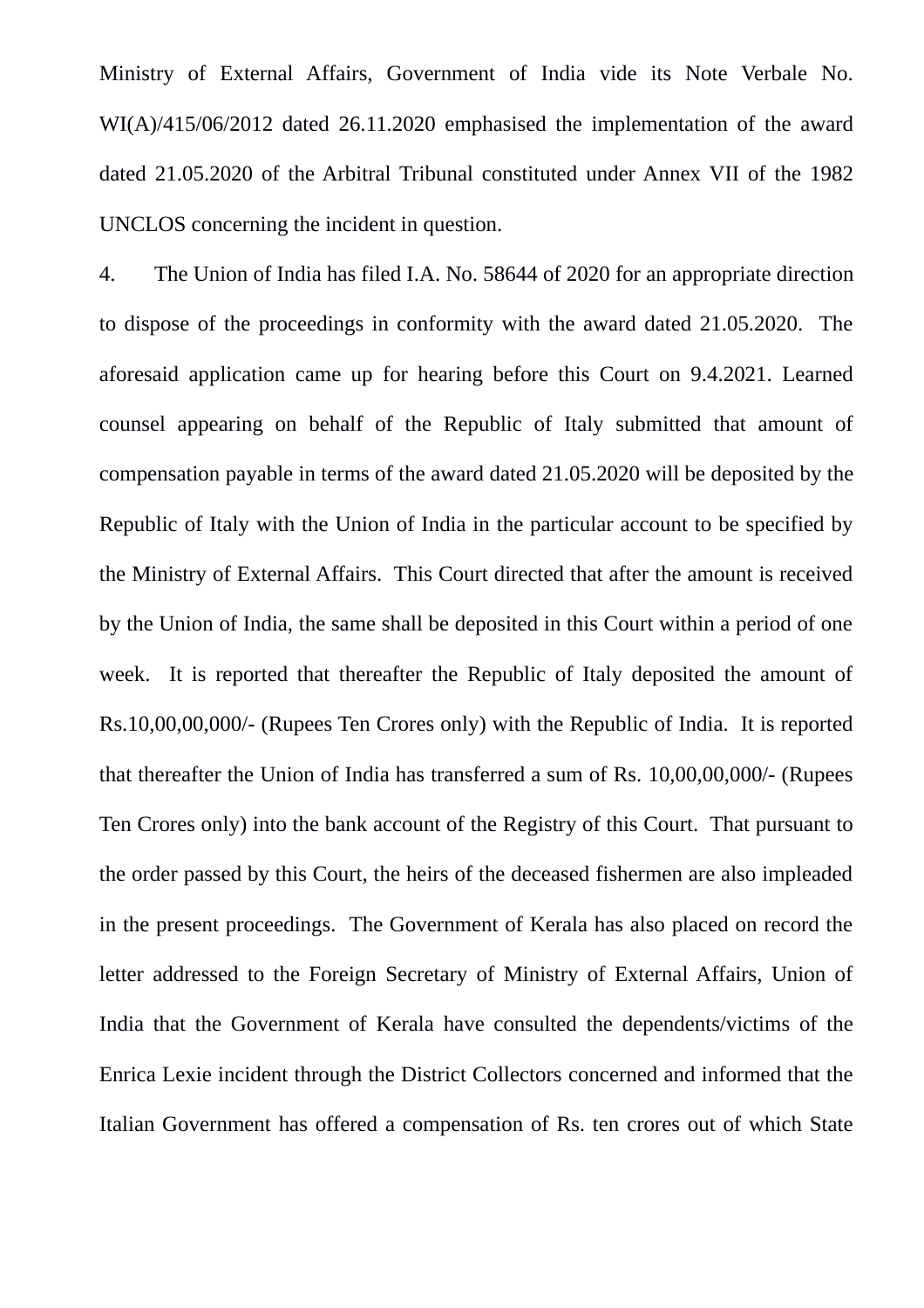Ministry of External Affairs, Government of India vide its Note Verbale No. WI(A)/415/06/2012 dated 26.11.2020 emphasised the implementation of the award dated 21.05.2020 of the Arbitral Tribunal constituted under Annex VII of the 1982 UNCLOS concerning the incident in question.

4. The Union of India has filed I.A. No. 58644 of 2020 for an appropriate direction to dispose of the proceedings in conformity with the award dated 21.05.2020. The aforesaid application came up for hearing before this Court on 9.4.2021. Learned counsel appearing on behalf of the Republic of Italy submitted that amount of compensation payable in terms of the award dated 21.05.2020 will be deposited by the Republic of Italy with the Union of India in the particular account to be specified by the Ministry of External Affairs. This Court directed that after the amount is received by the Union of India, the same shall be deposited in this Court within a period of one week. It is reported that thereafter the Republic of Italy deposited the amount of Rs.10,00,00,000/- (Rupees Ten Crores only) with the Republic of India. It is reported that thereafter the Union of India has transferred a sum of Rs. 10,00,00,000/- (Rupees Ten Crores only) into the bank account of the Registry of this Court. That pursuant to the order passed by this Court, the heirs of the deceased fishermen are also impleaded in the present proceedings. The Government of Kerala has also placed on record the letter addressed to the Foreign Secretary of Ministry of External Affairs, Union of India that the Government of Kerala have consulted the dependents/victims of the Enrica Lexie incident through the District Collectors concerned and informed that the Italian Government has offered a compensation of Rs. ten crores out of which State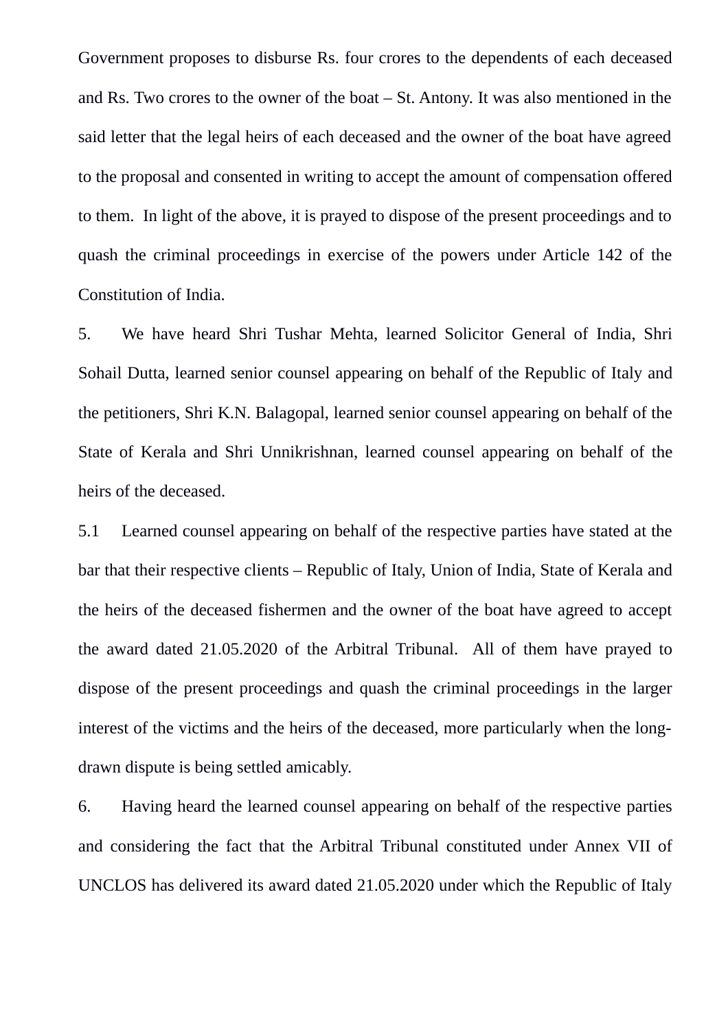Government proposes to disburse Rs. four crores to the dependents of each deceased and Rs. Two crores to the owner of the boat – St. Antony. It was also mentioned in the said letter that the legal heirs of each deceased and the owner of the boat have agreed to the proposal and consented in writing to accept the amount of compensation offered to them. In light of the above, it is prayed to dispose of the present proceedings and to quash the criminal proceedings in exercise of the powers under Article 142 of the Constitution of India.

5. We have heard Shri Tushar Mehta, learned Solicitor General of India, Shri Sohail Dutta, learned senior counsel appearing on behalf of the Republic of Italy and the petitioners, Shri K.N. Balagopal, learned senior counsel appearing on behalf of the State of Kerala and Shri Unnikrishnan, learned counsel appearing on behalf of the heirs of the deceased.

5.1 Learned counsel appearing on behalf of the respective parties have stated at the bar that their respective clients – Republic of Italy, Union of India, State of Kerala and the heirs of the deceased fishermen and the owner of the boat have agreed to accept the award dated 21.05.2020 of the Arbitral Tribunal. All of them have prayed to dispose of the present proceedings and quash the criminal proceedings in the larger interest of the victims and the heirs of the deceased, more particularly when the long-drawn dispute is being settled amicably.

6. Having heard the learned counsel appearing on behalf of the respective parties and considering the fact that the Arbitral Tribunal constituted under Annex VII of UNCLOS has delivered its award dated 21.05.2020 under which the Republic of Italy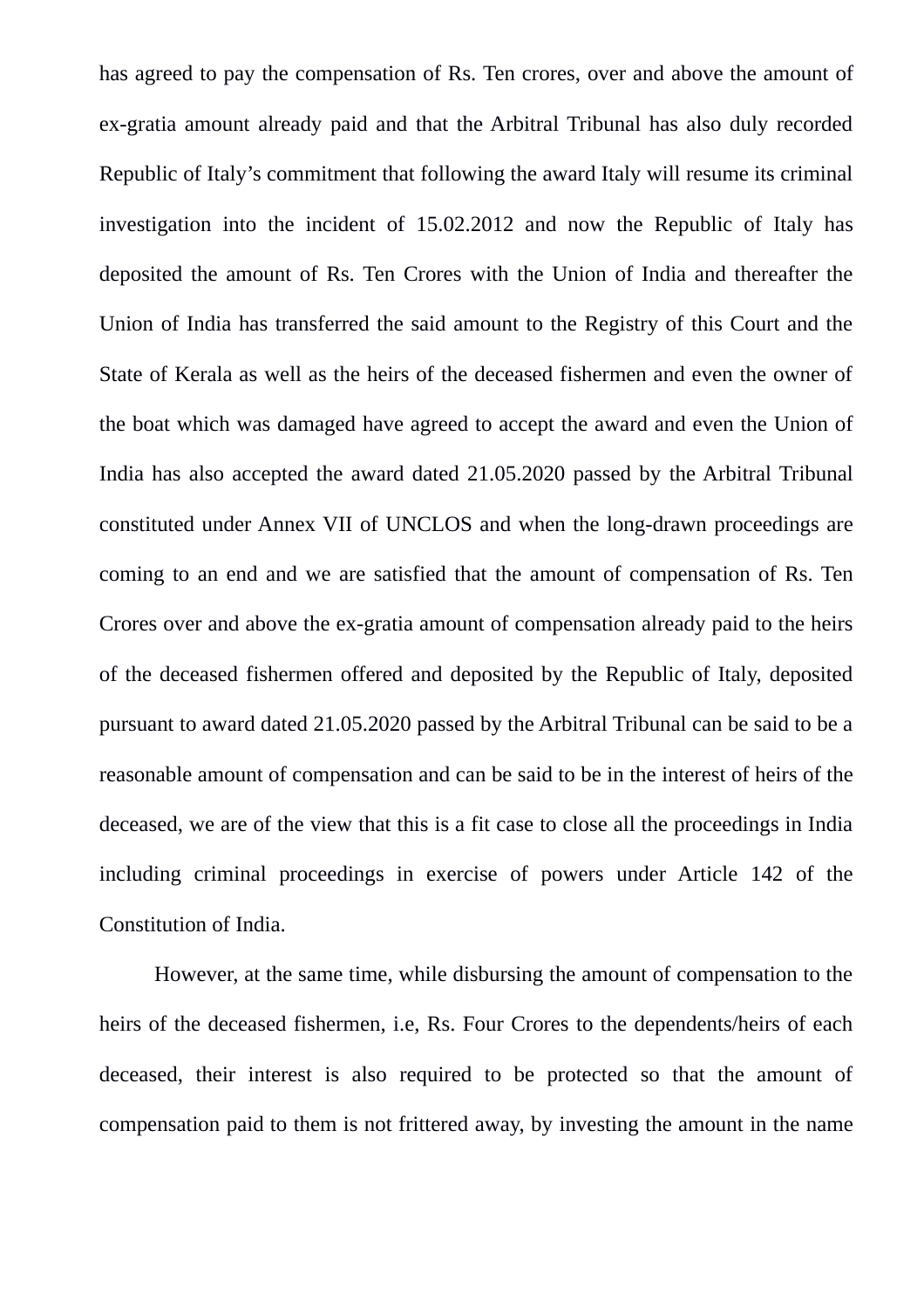has agreed to pay the compensation of Rs. Ten crores, over and above the amount of ex-gratia amount already paid and that the Arbitral Tribunal has also duly recorded Republic of Italy's commitment that following the award Italy will resume its criminal investigation into the incident of 15.02.2012 and now the Republic of Italy has deposited the amount of Rs. Ten Crores with the Union of India and thereafter the Union of India has transferred the said amount to the Registry of this Court and the State of Kerala as well as the heirs of the deceased fishermen and even the owner of the boat which was damaged have agreed to accept the award and even the Union of India has also accepted the award dated 21.05.2020 passed by the Arbitral Tribunal constituted under Annex VII of UNCLOS and when the long-drawn proceedings are coming to an end and we are satisfied that the amount of compensation of Rs. Ten Crores over and above the ex-gratia amount of compensation already paid to the heirs of the deceased fishermen offered and deposited by the Republic of Italy, deposited pursuant to award dated 21.05.2020 passed by the Arbitral Tribunal can be said to be a reasonable amount of compensation and can be said to be in the interest of heirs of the deceased, we are of the view that this is a fit case to close all the proceedings in India including criminal proceedings in exercise of powers under Article 142 of the Constitution of India.

However, at the same time, while disbursing the amount of compensation to the heirs of the deceased fishermen, i.e, Rs. Four Crores to the dependents/heirs of each deceased, their interest is also required to be protected so that the amount of compensation paid to them is not frittered away, by investing the amount in the name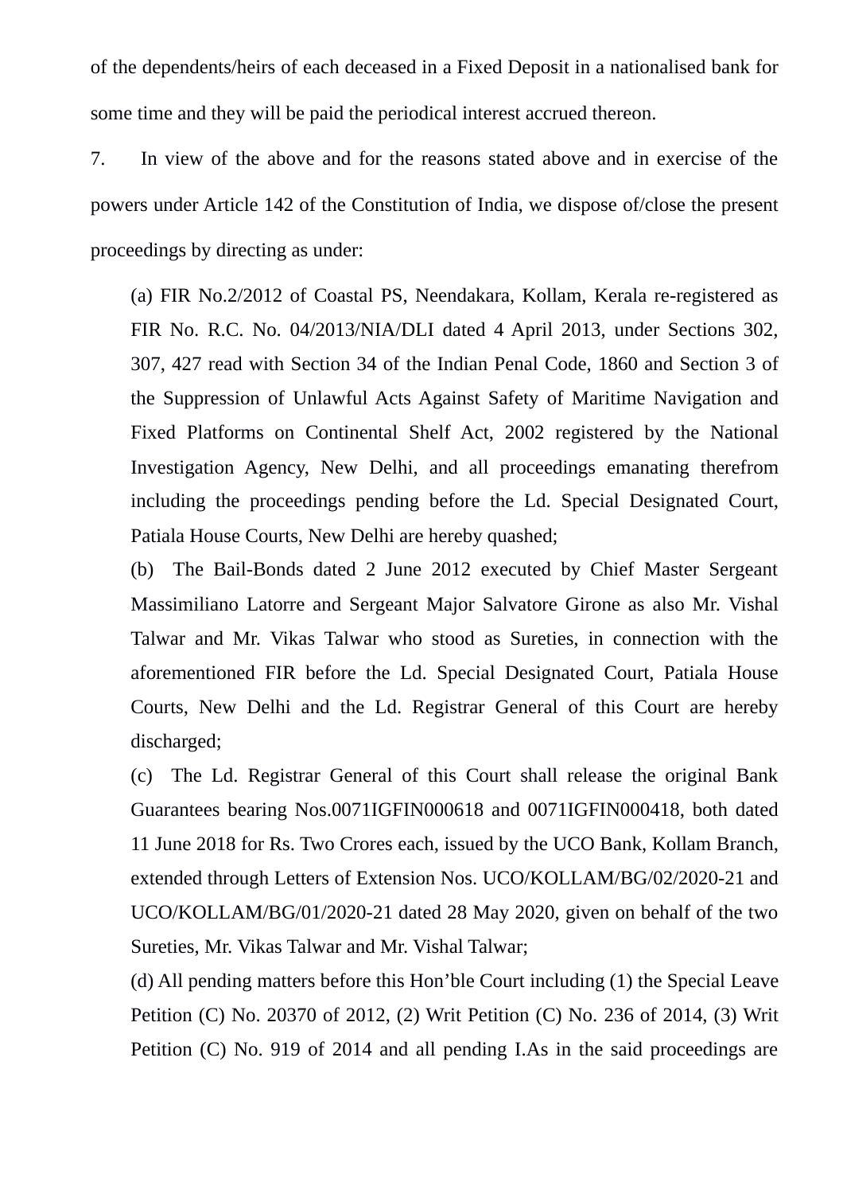of the dependents/heirs of each deceased in a Fixed Deposit in a nationalised bank for some time and they will be paid the periodical interest accrued thereon.

7. In view of the above and for the reasons stated above and in exercise of the powers under Article 142 of the Constitution of India, we dispose of/close the present proceedings by directing as under:

(a) FIR No.2/2012 of Coastal PS, Neendakara, Kollam, Kerala re-registered as FIR No. R.C. No. 04/2013/NIA/DLI dated 4 April 2013, under Sections 302, 307, 427 read with Section 34 of the Indian Penal Code, 1860 and Section 3 of the Suppression of Unlawful Acts Against Safety of Maritime Navigation and Fixed Platforms on Continental Shelf Act, 2002 registered by the National Investigation Agency, New Delhi, and all proceedings emanating therefrom including the proceedings pending before the Ld. Special Designated Court, Patiala House Courts, New Delhi are hereby quashed;

(b) The Bail-Bonds dated 2 June 2012 executed by Chief Master Sergeant Massimiliano Latorre and Sergeant Major Salvatore Girone as also Mr. Vishal Talwar and Mr. Vikas Talwar who stood as Sureties, in connection with the aforementioned FIR before the Ld. Special Designated Court, Patiala House Courts, New Delhi and the Ld. Registrar General of this Court are hereby discharged;

(c) The Ld. Registrar General of this Court shall release the original Bank Guarantees bearing Nos.0071IGFIN000618 and 0071IGFIN000418, both dated 11 June 2018 for Rs. Two Crores each, issued by the UCO Bank, Kollam Branch, extended through Letters of Extension Nos. UCO/KOLLAM/BG/02/2020-21 and UCO/KOLLAM/BG/01/2020-21 dated 28 May 2020, given on behalf of the two Sureties, Mr. Vikas Talwar and Mr. Vishal Talwar;

(d) All pending matters before this Hon'ble Court including (1) the Special Leave Petition (C) No. 20370 of 2012, (2) Writ Petition (C) No. 236 of 2014, (3) Writ Petition (C) No. 919 of 2014 and all pending I.As in the said proceedings are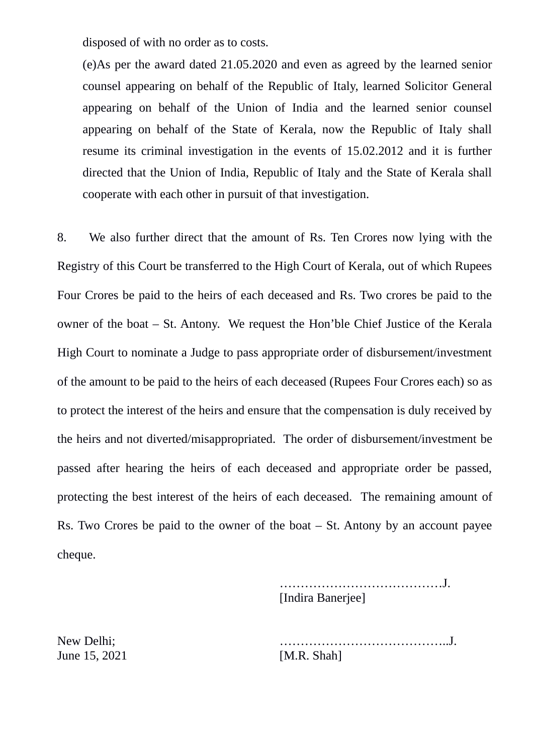disposed of with no order as to costs.

(e)As per the award dated 21.05.2020 and even as agreed by the learned senior counsel appearing on behalf of the Republic of Italy, learned Solicitor General appearing on behalf of the Union of India and the learned senior counsel appearing on behalf of the State of Kerala, now the Republic of Italy shall resume its criminal investigation in the events of 15.02.2012 and it is further directed that the Union of India, Republic of Italy and the State of Kerala shall cooperate with each other in pursuit of that investigation.

8. We also further direct that the amount of Rs. Ten Crores now lying with the Registry of this Court be transferred to the High Court of Kerala, out of which Rupees Four Crores be paid to the heirs of each deceased and Rs. Two crores be paid to the owner of the boat – St. Antony. We request the Hon'ble Chief Justice of the Kerala High Court to nominate a Judge to pass appropriate order of disbursement/investment of the amount to be paid to the heirs of each deceased (Rupees Four Crores each) so as to protect the interest of the heirs and ensure that the compensation is duly received by the heirs and not diverted/misappropriated. The order of disbursement/investment be passed after hearing the heirs of each deceased and appropriate order be passed, protecting the best interest of the heirs of each deceased. The remaining amount of Rs. Two Crores be paid to the owner of the boat – St. Antony by an account payee cheque.

………………………………….J.
[Indira Banerjee]

New Delhi;
June 15, 2021

…………………………………..J.
[M.R. Shah]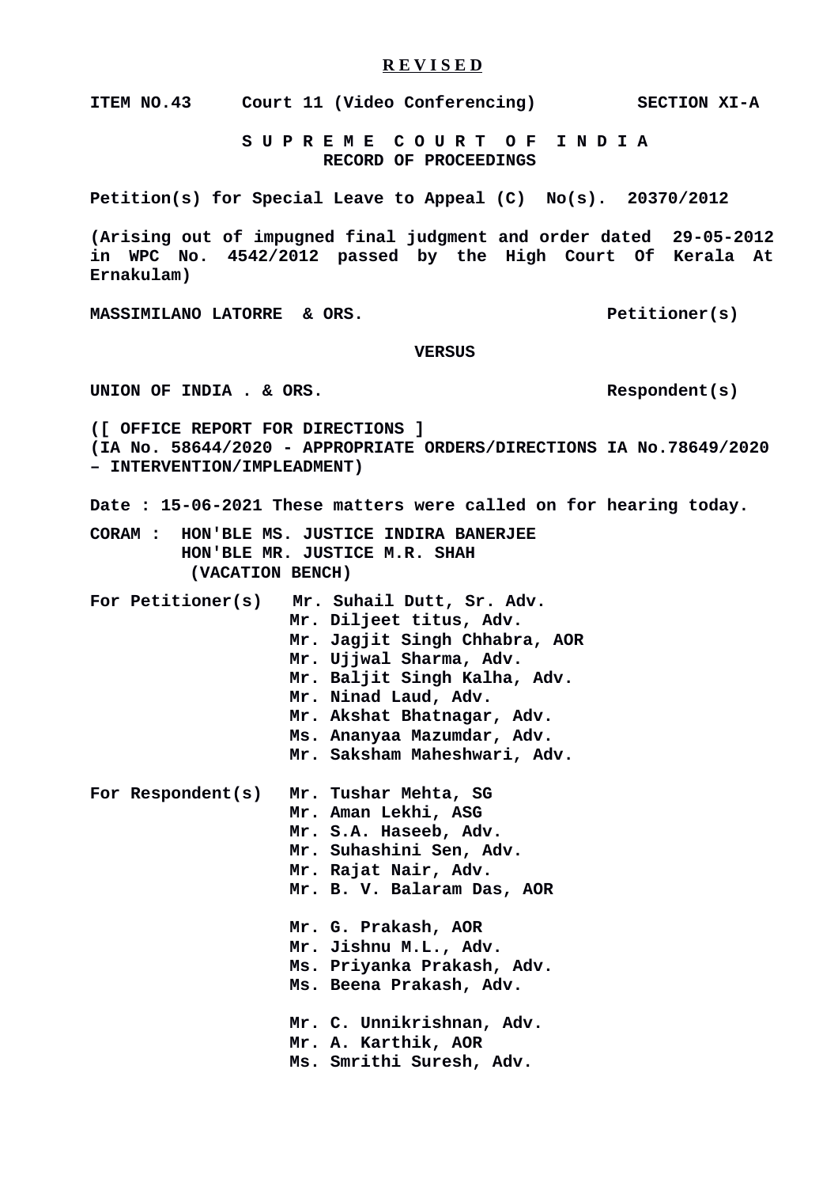**R E V I S E D**

**ITEM NO.43 Court 11 (Video Conferencing) SECTION XI-A**

**S U P R E M E C O U R T O F I N D I A**
**RECORD OF PROCEEDINGS**

**Petition(s) for Special Leave to Appeal (C) No(s). 20370/2012**

**(Arising out of impugned final judgment and order dated 29-05-2012 in WPC No. 4542/2012 passed by the High Court Of Kerala At Ernakulam)**

**MASSIMILANO LATORRE & ORS. Petitioner(s)**

**VERSUS**

**UNION OF INDIA . & ORS. Respondent(s)**

**([ OFFICE REPORT FOR DIRECTIONS ]**
**(IA No. 58644/2020 - APPROPRIATE ORDERS/DIRECTIONS IA No.78649/2020 – INTERVENTION/IMPLEADMENT)**

**Date : 15-06-2021 These matters were called on for hearing today.**

**CORAM : HON'BLE MS. JUSTICE INDIRA BANERJEE**
**HON'BLE MR. JUSTICE M.R. SHAH**
**(VACATION BENCH)**

**For Petitioner(s)**
**Mr. Suhail Dutt, Sr. Adv.**
**Mr. Diljeet titus, Adv.**
**Mr. Jagjit Singh Chhabra, AOR**
**Mr. Ujjwal Sharma, Adv.**
**Mr. Baljit Singh Kalha, Adv.**
**Mr. Ninad Laud, Adv.**
**Mr. Akshat Bhatnagar, Adv.**
**Ms. Ananyaa Mazumdar, Adv.**
**Mr. Saksham Maheshwari, Adv.**

**For Respondent(s)**
**Mr. Tushar Mehta, SG**
**Mr. Aman Lekhi, ASG**
**Mr. S.A. Haseeb, Adv.**
**Mr. Suhashini Sen, Adv.**
**Mr. Rajat Nair, Adv.**
**Mr. B. V. Balaram Das, AOR**

**Mr. G. Prakash, AOR**
**Mr. Jishnu M.L., Adv.**
**Ms. Priyanka Prakash, Adv.**
**Ms. Beena Prakash, Adv.**

**Mr. C. Unnikrishnan, Adv.**
**Mr. A. Karthik, AOR**
**Ms. Smrithi Suresh, Adv.**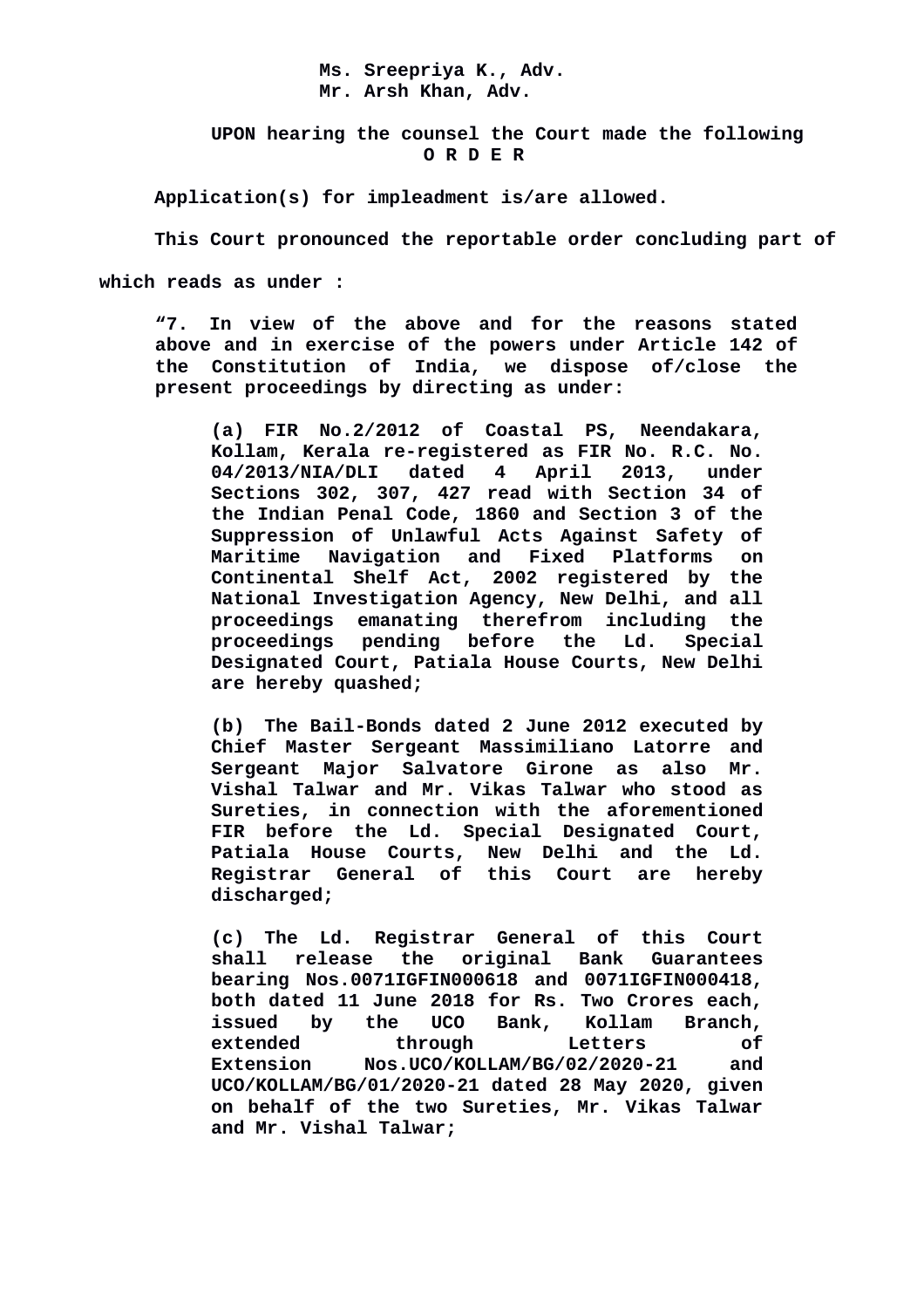**Ms. Sreepriya K., Adv.**
**Mr. Arsh Khan, Adv.**

**UPON hearing the counsel the Court made the following**

**O R D E R**

**Application(s) for impleadment is/are allowed.**

**This Court pronounced the reportable order concluding part of which reads as under :**

> **"7. In view of the above and for the reasons stated above and in exercise of the powers under Article 142 of the Constitution of India, we dispose of/close the present proceedings by directing as under:**
>
> **(a) FIR No.2/2012 of Coastal PS, Neendakara, Kollam, Kerala re-registered as FIR No. R.C. No. 04/2013/NIA/DLI dated 4 April 2013, under Sections 302, 307, 427 read with Section 34 of the Indian Penal Code, 1860 and Section 3 of the Suppression of Unlawful Acts Against Safety of Maritime Navigation and Fixed Platforms on Continental Shelf Act, 2002 registered by the National Investigation Agency, New Delhi, and all proceedings emanating therefrom including the proceedings pending before the Ld. Special Designated Court, Patiala House Courts, New Delhi are hereby quashed;**
>
> **(b) The Bail-Bonds dated 2 June 2012 executed by Chief Master Sergeant Massimiliano Latorre and Sergeant Major Salvatore Girone as also Mr. Vishal Talwar and Mr. Vikas Talwar who stood as Sureties, in connection with the aforementioned FIR before the Ld. Special Designated Court, Patiala House Courts, New Delhi and the Ld. Registrar General of this Court are hereby discharged;**
>
> **(c) The Ld. Registrar General of this Court shall release the original Bank Guarantees bearing Nos.0071IGFIN000618 and 0071IGFIN000418, both dated 11 June 2018 for Rs. Two Crores each, issued by the UCO Bank, Kollam Branch, extended through Letters of Extension Nos.UCO/KOLLAM/BG/02/2020-21 and UCO/KOLLAM/BG/01/2020-21 dated 28 May 2020, given on behalf of the two Sureties, Mr. Vikas Talwar and Mr. Vishal Talwar;**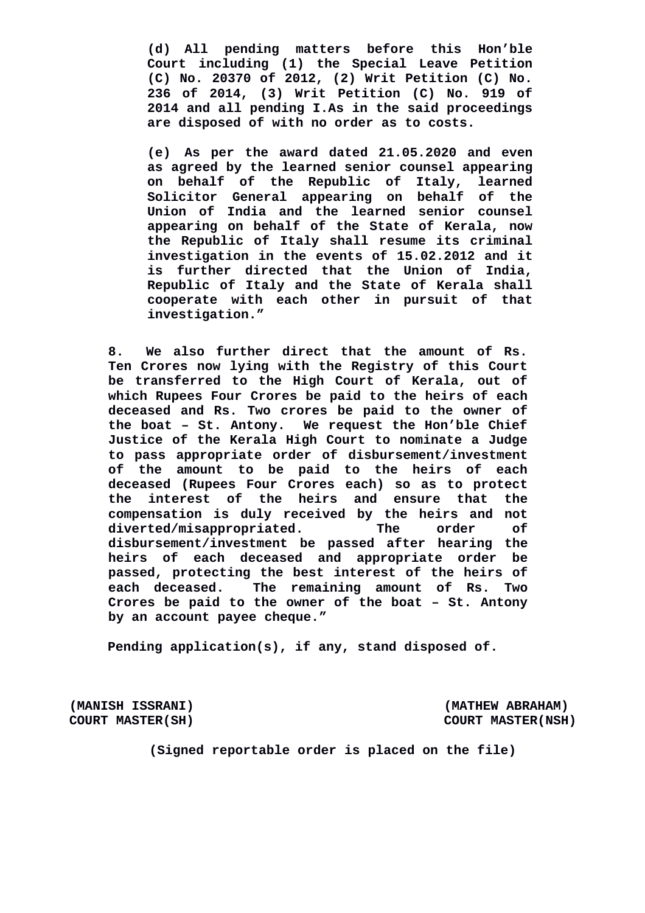**(d) All pending matters before this Hon'ble Court including (1) the Special Leave Petition (C) No. 20370 of 2012, (2) Writ Petition (C) No. 236 of 2014, (3) Writ Petition (C) No. 919 of 2014 and all pending I.As in the said proceedings are disposed of with no order as to costs.**

**(e) As per the award dated 21.05.2020 and even as agreed by the learned senior counsel appearing on behalf of the Republic of Italy, learned Solicitor General appearing on behalf of the Union of India and the learned senior counsel appearing on behalf of the State of Kerala, now the Republic of Italy shall resume its criminal investigation in the events of 15.02.2012 and it is further directed that the Union of India, Republic of Italy and the State of Kerala shall cooperate with each other in pursuit of that investigation."**

**8. We also further direct that the amount of Rs. Ten Crores now lying with the Registry of this Court be transferred to the High Court of Kerala, out of which Rupees Four Crores be paid to the heirs of each deceased and Rs. Two crores be paid to the owner of the boat – St. Antony. We request the Hon'ble Chief Justice of the Kerala High Court to nominate a Judge to pass appropriate order of disbursement/investment of the amount to be paid to the heirs of each deceased (Rupees Four Crores each) so as to protect the interest of the heirs and ensure that the compensation is duly received by the heirs and not diverted/misappropriated. The order of disbursement/investment be passed after hearing the heirs of each deceased and appropriate order be passed, protecting the best interest of the heirs of each deceased. The remaining amount of Rs. Two Crores be paid to the owner of the boat – St. Antony by an account payee cheque."**

**Pending application(s), if any, stand disposed of.**

**(MANISH ISSRANI)**
**COURT MASTER(SH)**

**(MATHEW ABRAHAM)**
**COURT MASTER(NSH)**

**(Signed reportable order is placed on the file)**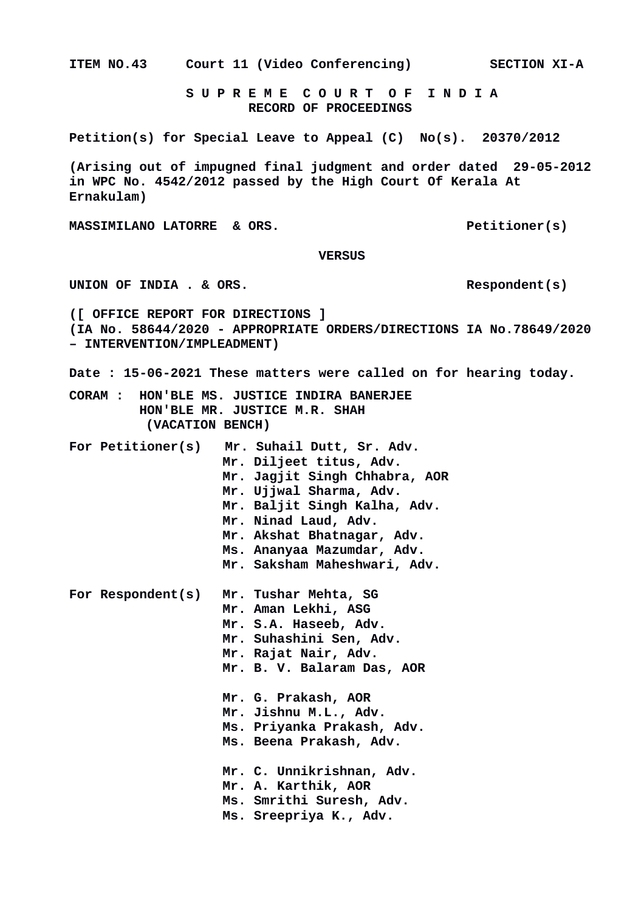ITEM NO.43     Court 11 (Video Conferencing)     SECTION XI-A

**S U P R E M E   C O U R T   O F   I N D I A**
**RECORD OF PROCEEDINGS**

**Petition(s) for Special Leave to Appeal (C) No(s). 20370/2012**

**(Arising out of impugned final judgment and order dated 29-05-2012 in WPC No. 4542/2012 passed by the High Court Of Kerala At Ernakulam)**

**MASSIMILANO LATORRE & ORS.**                    **Petitioner(s)**

**VERSUS**

**UNION OF INDIA . & ORS.**                    **Respondent(s)**

**([ OFFICE REPORT FOR DIRECTIONS ]**
**(IA No. 58644/2020 - APPROPRIATE ORDERS/DIRECTIONS IA No.78649/2020 – INTERVENTION/IMPLEADMENT)**

**Date : 15-06-2021 These matters were called on for hearing today.**

**CORAM : HON'BLE MS. JUSTICE INDIRA BANERJEE**
**HON'BLE MR. JUSTICE M.R. SHAH**
**(VACATION BENCH)**

**For Petitioner(s)**   Mr. Suhail Dutt, Sr. Adv.
Mr. Diljeet titus, Adv.
Mr. Jagjit Singh Chhabra, AOR
Mr. Ujjwal Sharma, Adv.
Mr. Baljit Singh Kalha, Adv.
Mr. Ninad Laud, Adv.
Mr. Akshat Bhatnagar, Adv.
Ms. Ananyaa Mazumdar, Adv.
Mr. Saksham Maheshwari, Adv.

**For Respondent(s)**   Mr. Tushar Mehta, SG
Mr. Aman Lekhi, ASG
Mr. S.A. Haseeb, Adv.
Mr. Suhashini Sen, Adv.
Mr. Rajat Nair, Adv.
Mr. B. V. Balaram Das, AOR

Mr. G. Prakash, AOR
Mr. Jishnu M.L., Adv.
Ms. Priyanka Prakash, Adv.
Ms. Beena Prakash, Adv.

Mr. C. Unnikrishnan, Adv.
Mr. A. Karthik, AOR
Ms. Smrithi Suresh, Adv.
Ms. Sreepriya K., Adv.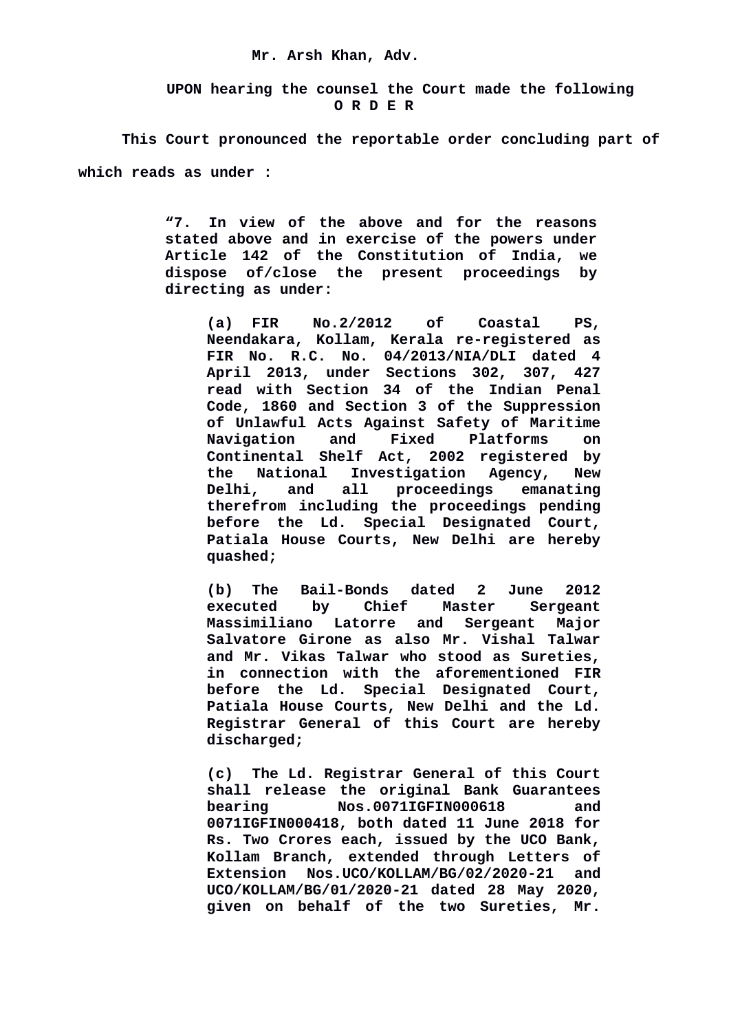**Mr. Arsh Khan, Adv.**

**UPON hearing the counsel the Court made the following**
**O R D E R**

**This Court pronounced the reportable order concluding part of which reads as under :**

> **"7. In view of the above and for the reasons stated above and in exercise of the powers under Article 142 of the Constitution of India, we dispose of/close the present proceedings by directing as under:**
>
> **(a) FIR No.2/2012 of Coastal PS, Neendakara, Kollam, Kerala re-registered as FIR No. R.C. No. 04/2013/NIA/DLI dated 4 April 2013, under Sections 302, 307, 427 read with Section 34 of the Indian Penal Code, 1860 and Section 3 of the Suppression of Unlawful Acts Against Safety of Maritime Navigation and Fixed Platforms on Continental Shelf Act, 2002 registered by the National Investigation Agency, New Delhi, and all proceedings emanating therefrom including the proceedings pending before the Ld. Special Designated Court, Patiala House Courts, New Delhi are hereby quashed;**
>
> **(b) The Bail-Bonds dated 2 June 2012 executed by Chief Master Sergeant Massimiliano Latorre and Sergeant Major Salvatore Girone as also Mr. Vishal Talwar and Mr. Vikas Talwar who stood as Sureties, in connection with the aforementioned FIR before the Ld. Special Designated Court, Patiala House Courts, New Delhi and the Ld. Registrar General of this Court are hereby discharged;**
>
> **(c) The Ld. Registrar General of this Court shall release the original Bank Guarantees bearing Nos.0071IGFIN000618 and 0071IGFIN000418, both dated 11 June 2018 for Rs. Two Crores each, issued by the UCO Bank, Kollam Branch, extended through Letters of Extension Nos.UCO/KOLLAM/BG/02/2020-21 and UCO/KOLLAM/BG/01/2020-21 dated 28 May 2020, given on behalf of the two Sureties, Mr.**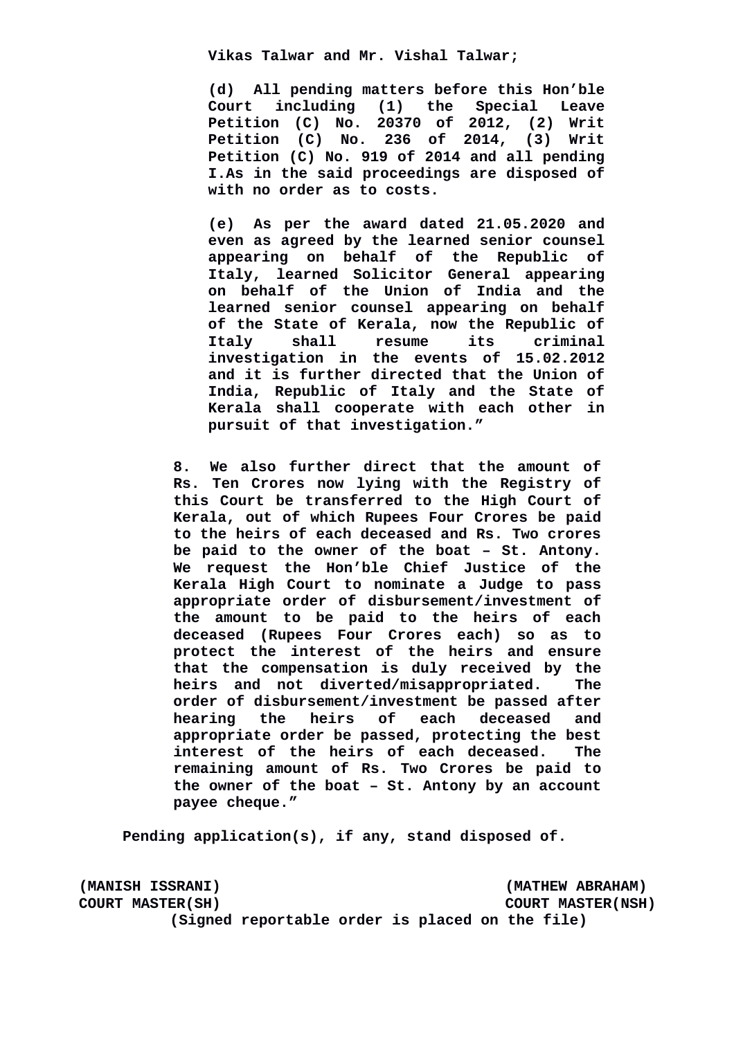**Vikas Talwar and Mr. Vishal Talwar;**

**(d) All pending matters before this Hon'ble Court including (1) the Special Leave Petition (C) No. 20370 of 2012, (2) Writ Petition (C) No. 236 of 2014, (3) Writ Petition (C) No. 919 of 2014 and all pending I.As in the said proceedings are disposed of with no order as to costs.**

**(e) As per the award dated 21.05.2020 and even as agreed by the learned senior counsel appearing on behalf of the Republic of Italy, learned Solicitor General appearing on behalf of the Union of India and the learned senior counsel appearing on behalf of the State of Kerala, now the Republic of Italy shall resume its criminal investigation in the events of 15.02.2012 and it is further directed that the Union of India, Republic of Italy and the State of Kerala shall cooperate with each other in pursuit of that investigation."**

**8. We also further direct that the amount of Rs. Ten Crores now lying with the Registry of this Court be transferred to the High Court of Kerala, out of which Rupees Four Crores be paid to the heirs of each deceased and Rs. Two crores be paid to the owner of the boat – St. Antony. We request the Hon'ble Chief Justice of the Kerala High Court to nominate a Judge to pass appropriate order of disbursement/investment of the amount to be paid to the heirs of each deceased (Rupees Four Crores each) so as to protect the interest of the heirs and ensure that the compensation is duly received by the heirs and not diverted/misappropriated. The order of disbursement/investment be passed after hearing the heirs of each deceased and appropriate order be passed, protecting the best interest of the heirs of each deceased. The remaining amount of Rs. Two Crores be paid to the owner of the boat – St. Antony by an account payee cheque."**

**Pending application(s), if any, stand disposed of.**

**(MANISH ISSRANI)** 
**COURT MASTER(SH)**

**(MATHEW ABRAHAM)** 
**COURT MASTER(NSH)**

**(Signed reportable order is placed on the file)**